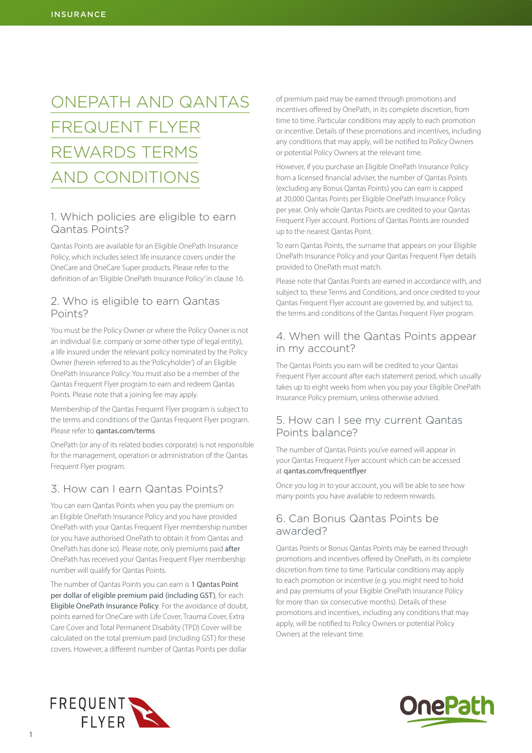# ONEPATH AND QANTAS FREQUENT FLYER REWARDS TERMS AND CONDITIONS

## 1. Which policies are eligible to earn Qantas Points?

Qantas Points are available for an Eligible OnePath Insurance Policy, which includes select life insurance covers under the OneCare and OneCare Super products. Please refer to the definition of an 'Eligible OnePath Insurance Policy' in clause 16.

## 2. Who is eligible to earn Qantas Points?

You must be the Policy Owner or where the Policy Owner is not an individual (i.e. company or some other type of legal entity), a life insured under the relevant policy nominated by the Policy Owner (herein referred to as the 'Policyholder') of an Eligible OnePath Insurance Policy. You must also be a member of the Qantas Frequent Flyer program to earn and redeem Qantas Points. Please note that a joining fee may apply.

Membership of the Qantas Frequent Flyer program is subject to the terms and conditions of the Qantas Frequent Flyer program. Please refer to qantas.com/terms

OnePath (or any of its related bodies corporate) is not responsible for the management, operation or administration of the Qantas Frequent Flyer program.

## 3. How can I earn Qantas Points?

You can earn Qantas Points when you pay the premium on an Eligible OnePath Insurance Policy and you have provided OnePath with your Qantas Frequent Flyer membership number (or you have authorised OnePath to obtain it from Qantas and OnePath has done so). Please note, only premiums paid **after** OnePath has received your Qantas Frequent Flyer membership number will qualify for Qantas Points.

The number of Qantas Points you can earn is **1 Qantas Point per dollar of eligible premium paid (including GST)**, for each **Eligible OnePath Insurance Policy**. For the avoidance of doubt, points earned for OneCare with Life Cover, Trauma Cover, Extra Care Cover and Total Permanent Disability (TPD) Cover will be calculated on the total premium paid (including GST) for these covers. However, a different number of Qantas Points per dollar of premium paid may be earned through promotions and incentives offered by OnePath, in its complete discretion, from time to time. Particular conditions may apply to each promotion or incentive. Details of these promotions and incentives, including any conditions that may apply, will be notified to Policy Owners or potential Policy Owners at the relevant time.

However, if you purchase an Eligible OnePath Insurance Policy from a licensed financial adviser, the number of Qantas Points (excluding any Bonus Qantas Points) you can earn is capped at 20,000 Qantas Points per Eligible OnePath Insurance Policy per year. Only whole Qantas Points are credited to your Qantas Frequent Flyer account. Portions of Qantas Points are rounded up to the nearest Qantas Point.

To earn Qantas Points, the surname that appears on your Eligible OnePath Insurance Policy and your Qantas Frequent Flyer details provided to OnePath must match.

Please note that Qantas Points are earned in accordance with, and subject to, these Terms and Conditions, and once credited to your Qantas Frequent Flyer account are governed by, and subject to, the terms and conditions of the Qantas Frequent Flyer program.

## 4. When will the Qantas Points appear in my account?

The Qantas Points you earn will be credited to your Qantas Frequent Flyer account after each statement period, which usually takes up to eight weeks from when you pay your Eligible OnePath Insurance Policy premium, unless otherwise advised.

## 5. How can I see my current Qantas Points balance?

The number of Qantas Points you've earned will appear in your Qantas Frequent Flyer account which can be accessed at qantas.com/frequentflyer

Once you log in to your account, you will be able to see how many points you have available to redeem rewards.

## 6. Can Bonus Qantas Points be awarded?

Qantas Points or Bonus Qantas Points may be earned through promotions and incentives offered by OnePath, in its complete discretion from time to time. Particular conditions may apply to each promotion or incentive (e.g. you might need to hold and pay premiums of your Eligible OnePath Insurance Policy for more than six consecutive months). Details of these promotions and incentives, including any conditions that may apply, will be notified to Policy Owners or potential Policy Owners at the relevant time.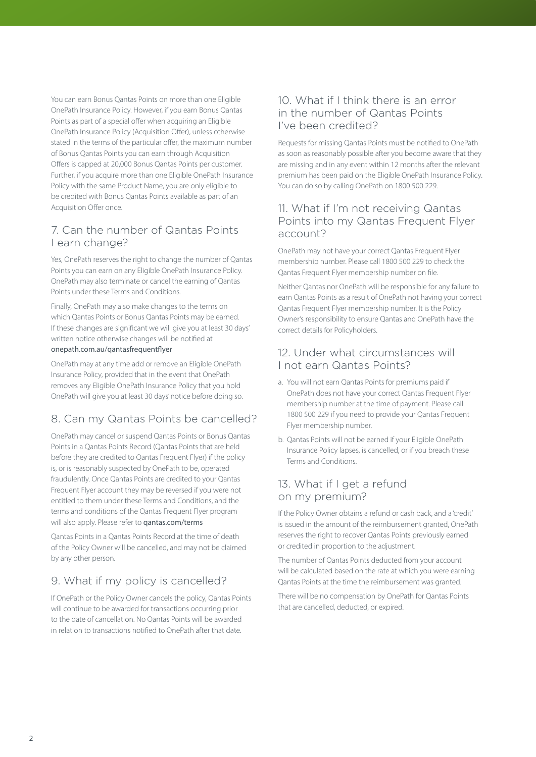You can earn Bonus Qantas Points on more than one Eligible OnePath Insurance Policy. However, if you earn Bonus Qantas Points as part of a special offer when acquiring an Eligible OnePath Insurance Policy (Acquisition Offer), unless otherwise stated in the terms of the particular offer, the maximum number of Bonus Qantas Points you can earn through Acquisition Offers is capped at 20,000 Bonus Qantas Points per customer. Further, if you acquire more than one Eligible OnePath Insurance Policy with the same Product Name, you are only eligible to be credited with Bonus Qantas Points available as part of an Acquisition Offer once.

## 7. Can the number of Qantas Points I earn change?

Yes, OnePath reserves the right to change the number of Qantas Points you can earn on any Eligible OnePath Insurance Policy. OnePath may also terminate or cancel the earning of Qantas Points under these Terms and Conditions.

Finally, OnePath may also make changes to the terms on which Qantas Points or Bonus Qantas Points may be earned. If these changes are significant we will give you at least 30 days' written notice otherwise changes will be notified at onepath.com.au/qantasfrequentflyer

OnePath may at any time add or remove an Eligible OnePath Insurance Policy, provided that in the event that OnePath removes any Eligible OnePath Insurance Policy that you hold OnePath will give you at least 30 days' notice before doing so.

## 8. Can my Qantas Points be cancelled?

OnePath may cancel or suspend Qantas Points or Bonus Qantas Points in a Qantas Points Record (Qantas Points that are held before they are credited to Qantas Frequent Flyer) if the policy is, or is reasonably suspected by OnePath to be, operated fraudulently. Once Qantas Points are credited to your Qantas Frequent Flyer account they may be reversed if you were not entitled to them under these Terms and Conditions, and the terms and conditions of the Qantas Frequent Flyer program will also apply. Please refer to **qantas.com/terms**

Qantas Points in a Qantas Points Record at the time of death of the Policy Owner will be cancelled, and may not be claimed by any other person.

## 9. What if my policy is cancelled?

If OnePath or the Policy Owner cancels the policy, Qantas Points will continue to be awarded for transactions occurring prior to the date of cancellation. No Qantas Points will be awarded in relation to transactions notified to OnePath after that date.

## 10. What if I think there is an error in the number of Qantas Points I've been credited?

Requests for missing Qantas Points must be notified to OnePath as soon as reasonably possible after you become aware that they are missing and in any event within 12 months after the relevant premium has been paid on the Eligible OnePath Insurance Policy. You can do so by calling OnePath on 1800 500 229.

## 11. What if I'm not receiving Qantas Points into my Qantas Frequent Flyer account?

OnePath may not have your correct Qantas Frequent Flyer membership number. Please call 1800 500 229 to check the Qantas Frequent Flyer membership number on file.

Neither Qantas nor OnePath will be responsible for any failure to earn Qantas Points as a result of OnePath not having your correct Qantas Frequent Flyer membership number. It is the Policy Owner's responsibility to ensure Qantas and OnePath have the correct details for Policyholders.

## 12. Under what circumstances will I not earn Qantas Points?

a. You will not earn Qantas Points for premiums paid if OnePath does not have your correct Qantas Frequent Flyer membership number at the time of payment. Please call 1800 500 229 if you need to provide your Qantas Frequent Flyer membership number.

b. Qantas Points will not be earned if your Eligible OnePath Insurance Policy lapses, is cancelled, or if you breach these Terms and Conditions.

## 13. What if I get a refund on my premium?

If the Policy Owner obtains a refund or cash back, and a 'credit' is issued in the amount of the reimbursement granted, OnePath reserves the right to recover Qantas Points previously earned or credited in proportion to the adjustment.

The number of Qantas Points deducted from your account will be calculated based on the rate at which you were earning Qantas Points at the time the reimbursement was granted.

There will be no compensation by OnePath for Qantas Points that are cancelled, deducted, or expired.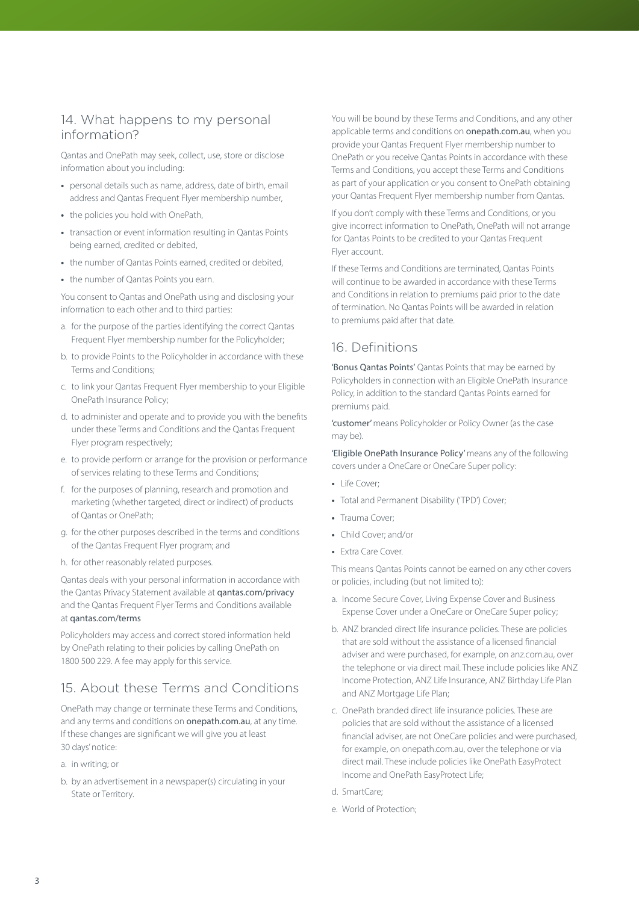## 14. What happens to my personal information?

Qantas and OnePath may seek, collect, use, store or disclose information about you including:

- personal details such as name, address, date of birth, email address and Qantas Frequent Flyer membership number,
- the policies you hold with OnePath,
- transaction or event information resulting in Qantas Points being earned, credited or debited,
- the number of Qantas Points earned, credited or debited,
- the number of Qantas Points you earn.

You consent to Qantas and OnePath using and disclosing your information to each other and to third parties:

a. for the purpose of the parties identifying the correct Qantas Frequent Flyer membership number for the Policyholder;

b. to provide Points to the Policyholder in accordance with these Terms and Conditions;

c. to link your Qantas Frequent Flyer membership to your Eligible OnePath Insurance Policy;

d. to administer and operate and to provide you with the benefits under these Terms and Conditions and the Qantas Frequent Flyer program respectively;

e. to provide perform or arrange for the provision or performance of services relating to these Terms and Conditions;

f. for the purposes of planning, research and promotion and marketing (whether targeted, direct or indirect) of products of Qantas or OnePath;

g. for the other purposes described in the terms and conditions of the Qantas Frequent Flyer program; and

h. for other reasonably related purposes.

Qantas deals with your personal information in accordance with the Qantas Privacy Statement available at **qantas.com/privacy** and the Qantas Frequent Flyer Terms and Conditions available at **qantas.com/terms**

Policyholders may access and correct stored information held by OnePath relating to their policies by calling OnePath on 1800 500 229. A fee may apply for this service.

## 15. About these Terms and Conditions

OnePath may change or terminate these Terms and Conditions, and any terms and conditions on **onepath.com.au**, at any time. If these changes are significant we will give you at least 30 days' notice:

a. in writing; or

b. by an advertisement in a newspaper(s) circulating in your State or Territory.

You will be bound by these Terms and Conditions, and any other applicable terms and conditions on **onepath.com.au**, when you provide your Qantas Frequent Flyer membership number to OnePath or you receive Qantas Points in accordance with these Terms and Conditions, you accept these Terms and Conditions as part of your application or you consent to OnePath obtaining your Qantas Frequent Flyer membership number from Qantas.

If you don't comply with these Terms and Conditions, or you give incorrect information to OnePath, OnePath will not arrange for Qantas Points to be credited to your Qantas Frequent Flyer account.

If these Terms and Conditions are terminated, Qantas Points will continue to be awarded in accordance with these Terms and Conditions in relation to premiums paid prior to the date of termination. No Qantas Points will be awarded in relation to premiums paid after that date.

## 16. Definitions

**'Bonus Qantas Points'** Qantas Points that may be earned by Policyholders in connection with an Eligible OnePath Insurance Policy, in addition to the standard Qantas Points earned for premiums paid.

**'customer'** means Policyholder or Policy Owner (as the case may be).

**'Eligible OnePath Insurance Policy'** means any of the following covers under a OneCare or OneCare Super policy:

- Life Cover;
- Total and Permanent Disability ('TPD') Cover;
- Trauma Cover;
- Child Cover; and/or
- Extra Care Cover.

This means Qantas Points cannot be earned on any other covers or policies, including (but not limited to):

a. Income Secure Cover, Living Expense Cover and Business Expense Cover under a OneCare or OneCare Super policy;

b. ANZ branded direct life insurance policies. These are policies that are sold without the assistance of a licensed financial adviser and were purchased, for example, on anz.com.au, over the telephone or via direct mail. These include policies like ANZ Income Protection, ANZ Life Insurance, ANZ Birthday Life Plan and ANZ Mortgage Life Plan;

c. OnePath branded direct life insurance policies. These are policies that are sold without the assistance of a licensed financial adviser, are not OneCare policies and were purchased, for example, on onepath.com.au, over the telephone or via direct mail. These include policies like OnePath EasyProtect Income and OnePath EasyProtect Life;

d. SmartCare;

e. World of Protection;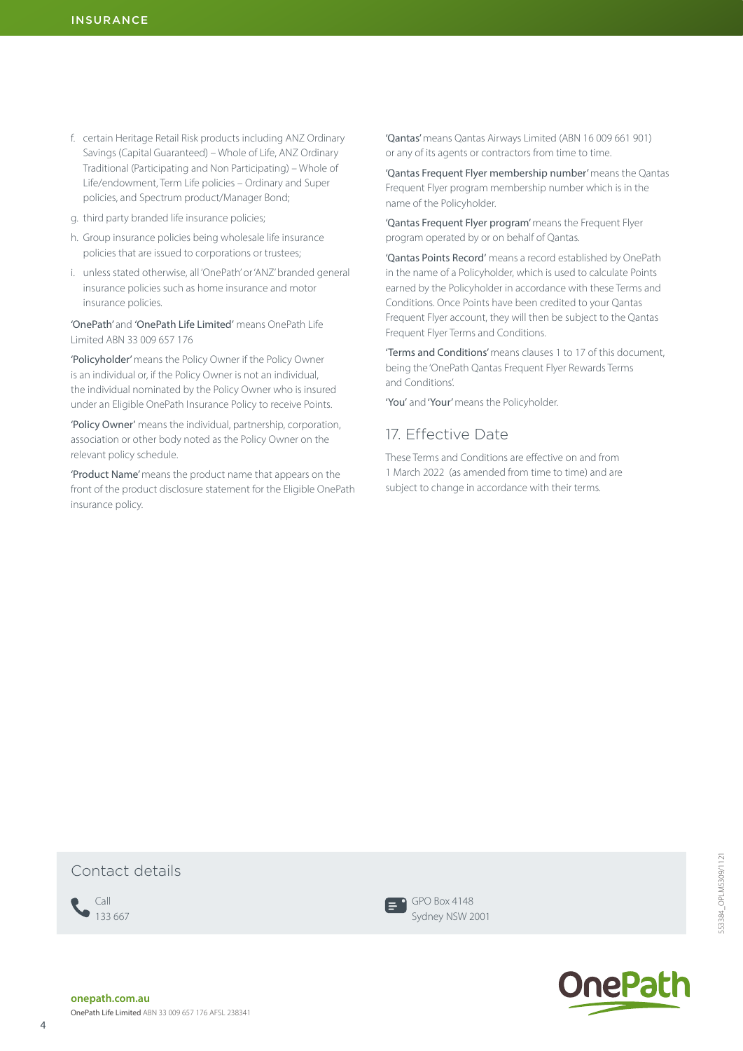f. certain Heritage Retail Risk products including ANZ Ordinary Savings (Capital Guaranteed) – Whole of Life, ANZ Ordinary Traditional (Participating and Non Participating) – Whole of Life/endowment, Term Life policies – Ordinary and Super policies, and Spectrum product/Manager Bond;

g. third party branded life insurance policies;

h. Group insurance policies being wholesale life insurance policies that are issued to corporations or trustees;

i. unless stated otherwise, all 'OnePath' or 'ANZ' branded general insurance policies such as home insurance and motor insurance policies.

**'OnePath'** and **'OnePath Life Limited'** means OnePath Life Limited ABN 33 009 657 176

**'Policyholder'** means the Policy Owner if the Policy Owner is an individual or, if the Policy Owner is not an individual, the individual nominated by the Policy Owner who is insured under an Eligible OnePath Insurance Policy to receive Points.

**'Policy Owner'** means the individual, partnership, corporation, association or other body noted as the Policy Owner on the relevant policy schedule.

**'Product Name'** means the product name that appears on the front of the product disclosure statement for the Eligible OnePath insurance policy.

**'Qantas'** means Qantas Airways Limited (ABN 16 009 661 901) or any of its agents or contractors from time to time.

**'Qantas Frequent Flyer membership number'** means the Qantas Frequent Flyer program membership number which is in the name of the Policyholder.

**'Qantas Frequent Flyer program'** means the Frequent Flyer program operated by or on behalf of Qantas.

**'Qantas Points Record'** means a record established by OnePath in the name of a Policyholder, which is used to calculate Points earned by the Policyholder in accordance with these Terms and Conditions. Once Points have been credited to your Qantas Frequent Flyer account, they will then be subject to the Qantas Frequent Flyer Terms and Conditions.

**'Terms and Conditions'** means clauses 1 to 17 of this document, being the 'OnePath Qantas Frequent Flyer Rewards Terms and Conditions'.

**'You'** and **'Your'** means the Policyholder.

## 17. Effective Date

These Terms and Conditions are effective on and from 1 March 2022 (as amended from time to time) and are subject to change in accordance with their terms.

## Contact details

Call
133 667

GPO Box 4148
Sydney NSW 2001

**onepath.com.au**
OnePath Life Limited ABN 33 009 657 176 AFSL 238341

553384_OPLM5309/1121